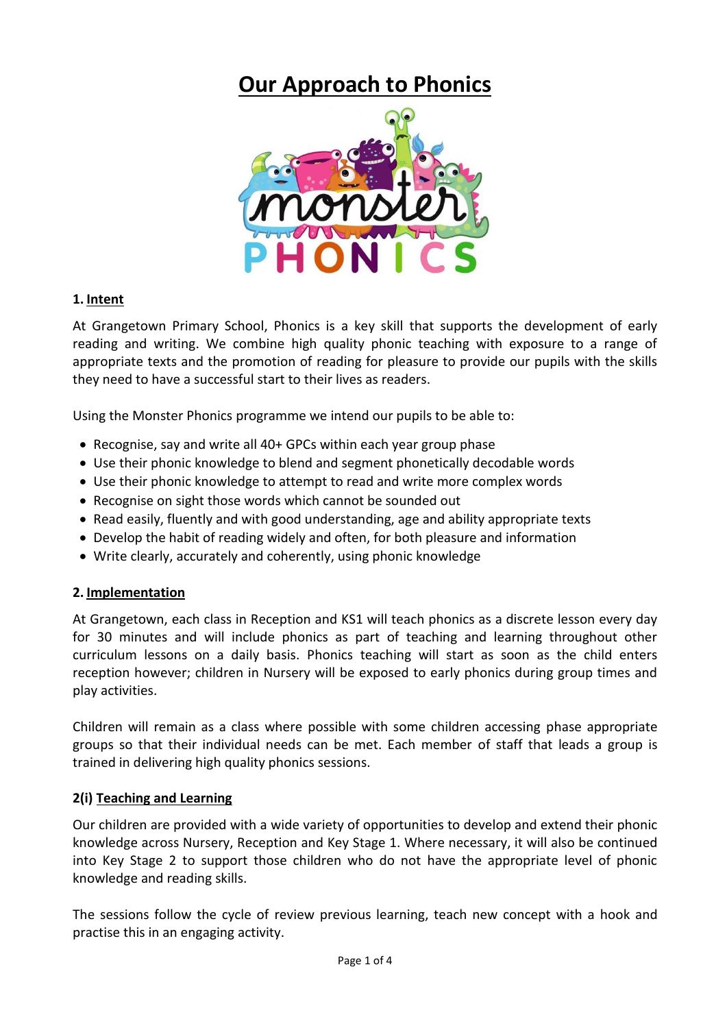# Our Approach to Phonics

## 1. Intent

At Grangetown Primary School, Phonics is a key skill that supports the development of early reading and writing. We combine high quality phonic teaching with exposure to a range of appropriate texts and the promotion of reading for pleasure to provide our pupils with the skills they need to have a successful start to their lives as readers.

Using the Monster Phonics programme we intend our pupils to be able to:

- Recognise, say and write all 40+ GPCs within each year group phase
- Use their phonic knowledge to blend and segment phonetically decodable words
- Use their phonic knowledge to attempt to read and write more complex words
- Recognise on sight those words which cannot be sounded out
- Read easily, fluently and with good understanding, age and ability appropriate texts
- Develop the habit of reading widely and often, for both pleasure and information
- Write clearly, accurately and coherently, using phonic knowledge

## 2. Implementation

At Grangetown, each class in Reception and KS1 will teach phonics as a discrete lesson every day for 30 minutes and will include phonics as part of teaching and learning throughout other curriculum lessons on a daily basis. Phonics teaching will start as soon as the child enters reception however; children in Nursery will be exposed to early phonics during group times and play activities.

Children will remain as a class where possible with some children accessing phase appropriate groups so that their individual needs can be met. Each member of staff that leads a group is trained in delivering high quality phonics sessions.

### 2(i) Teaching and Learning

Our children are provided with a wide variety of opportunities to develop and extend their phonic knowledge across Nursery, Reception and Key Stage 1. Where necessary, it will also be continued into Key Stage 2 to support those children who do not have the appropriate level of phonic knowledge and reading skills.

The sessions follow the cycle of review previous learning, teach new concept with a hook and practise this in an engaging activity.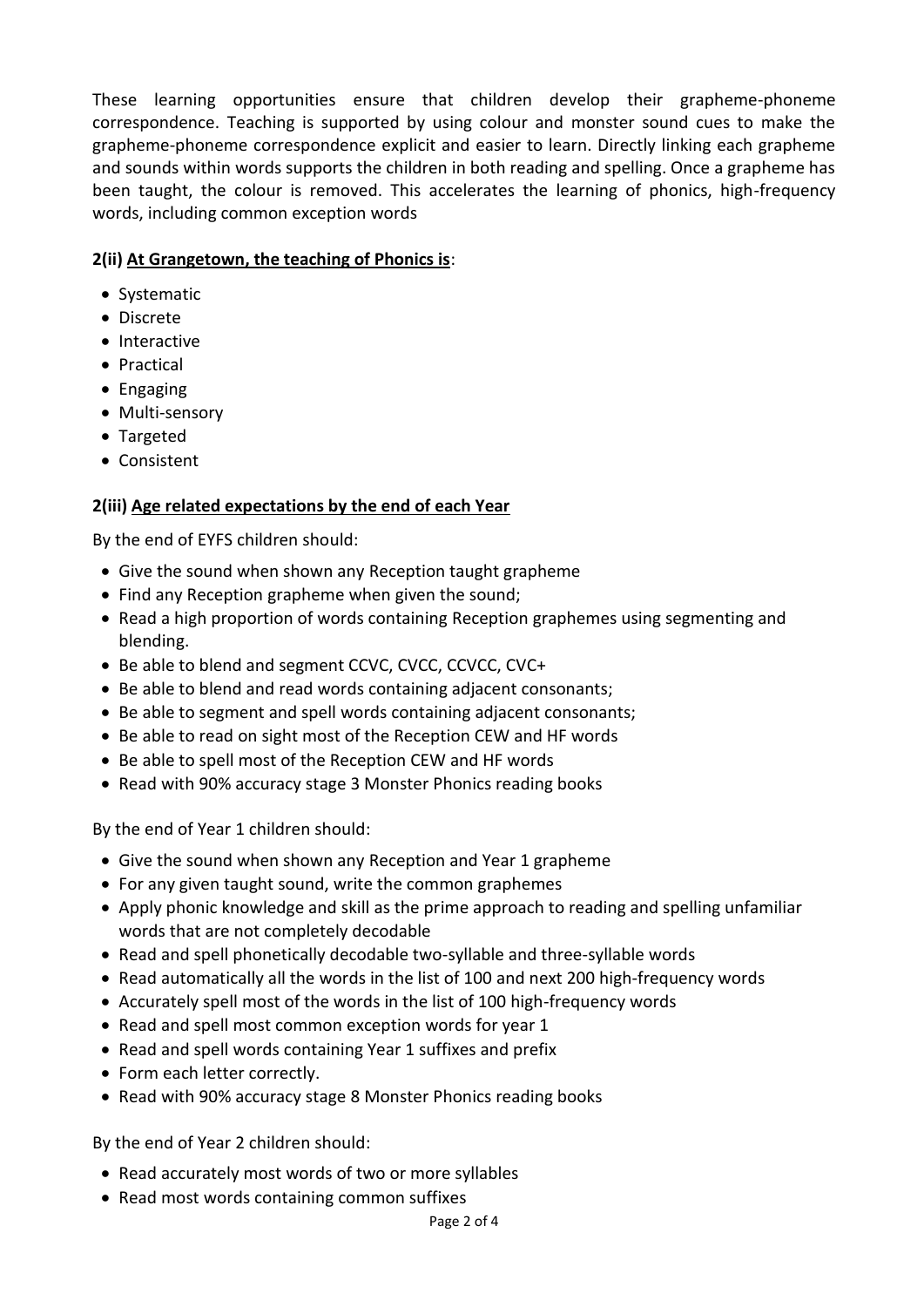These learning opportunities ensure that children develop their grapheme-phoneme correspondence. Teaching is supported by using colour and monster sound cues to make the grapheme-phoneme correspondence explicit and easier to learn. Directly linking each grapheme and sounds within words supports the children in both reading and spelling. Once a grapheme has been taught, the colour is removed. This accelerates the learning of phonics, high-frequency words, including common exception words

### 2(ii) <u>At Grangetown, the teaching of Phonics is</u>:

- Systematic
- Discrete
- Interactive
- Practical
- Engaging
- Multi-sensory
- Targeted
- Consistent

### 2(iii) <u>Age related expectations by the end of each Year</u>

By the end of EYFS children should:

- Give the sound when shown any Reception taught grapheme
- Find any Reception grapheme when given the sound;
- Read a high proportion of words containing Reception graphemes using segmenting and blending.
- Be able to blend and segment CCVC, CVCC, CCVCC, CVC+
- Be able to blend and read words containing adjacent consonants;
- Be able to segment and spell words containing adjacent consonants;
- Be able to read on sight most of the Reception CEW and HF words
- Be able to spell most of the Reception CEW and HF words
- Read with 90% accuracy stage 3 Monster Phonics reading books

By the end of Year 1 children should:

- Give the sound when shown any Reception and Year 1 grapheme
- For any given taught sound, write the common graphemes
- Apply phonic knowledge and skill as the prime approach to reading and spelling unfamiliar words that are not completely decodable
- Read and spell phonetically decodable two-syllable and three-syllable words
- Read automatically all the words in the list of 100 and next 200 high-frequency words
- Accurately spell most of the words in the list of 100 high-frequency words
- Read and spell most common exception words for year 1
- Read and spell words containing Year 1 suffixes and prefix
- Form each letter correctly.
- Read with 90% accuracy stage 8 Monster Phonics reading books

By the end of Year 2 children should:

- Read accurately most words of two or more syllables
- Read most words containing common suffixes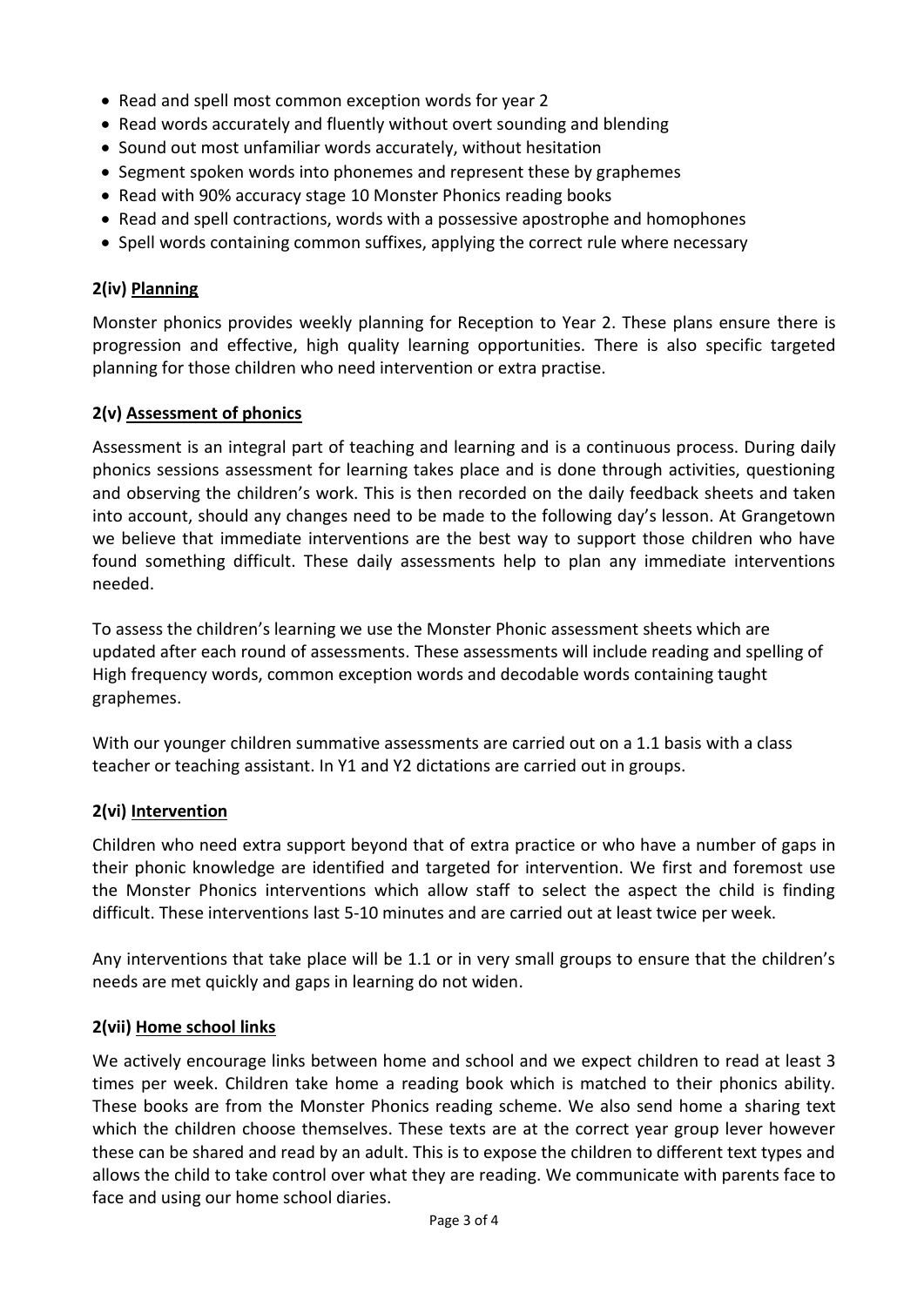- Read and spell most common exception words for year 2
- Read words accurately and fluently without overt sounding and blending
- Sound out most unfamiliar words accurately, without hesitation
- Segment spoken words into phonemes and represent these by graphemes
- Read with 90% accuracy stage 10 Monster Phonics reading books
- Read and spell contractions, words with a possessive apostrophe and homophones
- Spell words containing common suffixes, applying the correct rule where necessary

### 2(iv) Planning

Monster phonics provides weekly planning for Reception to Year 2. These plans ensure there is progression and effective, high quality learning opportunities. There is also specific targeted planning for those children who need intervention or extra practise.

### 2(v) Assessment of phonics

Assessment is an integral part of teaching and learning and is a continuous process. During daily phonics sessions assessment for learning takes place and is done through activities, questioning and observing the children's work. This is then recorded on the daily feedback sheets and taken into account, should any changes need to be made to the following day's lesson. At Grangetown we believe that immediate interventions are the best way to support those children who have found something difficult. These daily assessments help to plan any immediate interventions needed.

To assess the children's learning we use the Monster Phonic assessment sheets which are updated after each round of assessments. These assessments will include reading and spelling of High frequency words, common exception words and decodable words containing taught graphemes.

With our younger children summative assessments are carried out on a 1.1 basis with a class teacher or teaching assistant. In Y1 and Y2 dictations are carried out in groups.

### 2(vi) Intervention

Children who need extra support beyond that of extra practice or who have a number of gaps in their phonic knowledge are identified and targeted for intervention. We first and foremost use the Monster Phonics interventions which allow staff to select the aspect the child is finding difficult. These interventions last 5-10 minutes and are carried out at least twice per week.

Any interventions that take place will be 1.1 or in very small groups to ensure that the children's needs are met quickly and gaps in learning do not widen.

### 2(vii) Home school links

We actively encourage links between home and school and we expect children to read at least 3 times per week. Children take home a reading book which is matched to their phonics ability. These books are from the Monster Phonics reading scheme. We also send home a sharing text which the children choose themselves. These texts are at the correct year group lever however these can be shared and read by an adult. This is to expose the children to different text types and allows the child to take control over what they are reading. We communicate with parents face to face and using our home school diaries.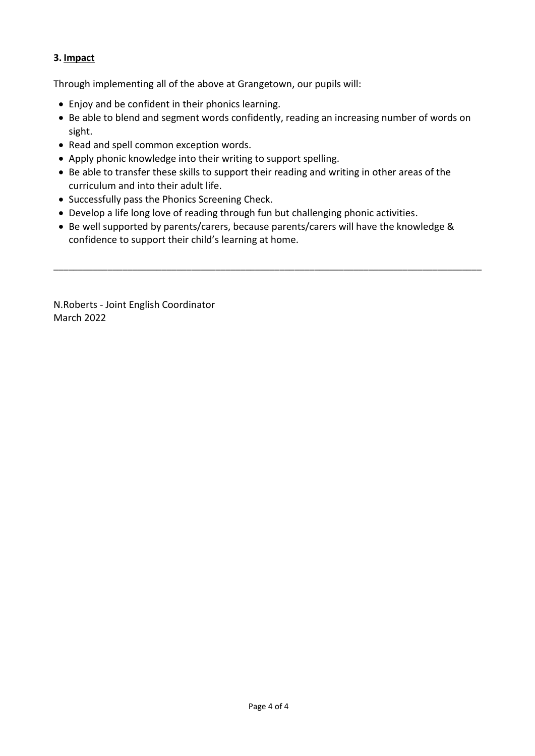### 3. Impact

Through implementing all of the above at Grangetown, our pupils will:

- Enjoy and be confident in their phonics learning.
- Be able to blend and segment words confidently, reading an increasing number of words on sight.
- Read and spell common exception words.
- Apply phonic knowledge into their writing to support spelling.
- Be able to transfer these skills to support their reading and writing in other areas of the curriculum and into their adult life.
- Successfully pass the Phonics Screening Check.
- Develop a life long love of reading through fun but challenging phonic activities.
- Be well supported by parents/carers, because parents/carers will have the knowledge & confidence to support their child's learning at home.

---

N.Roberts - Joint English Coordinator
March 2022